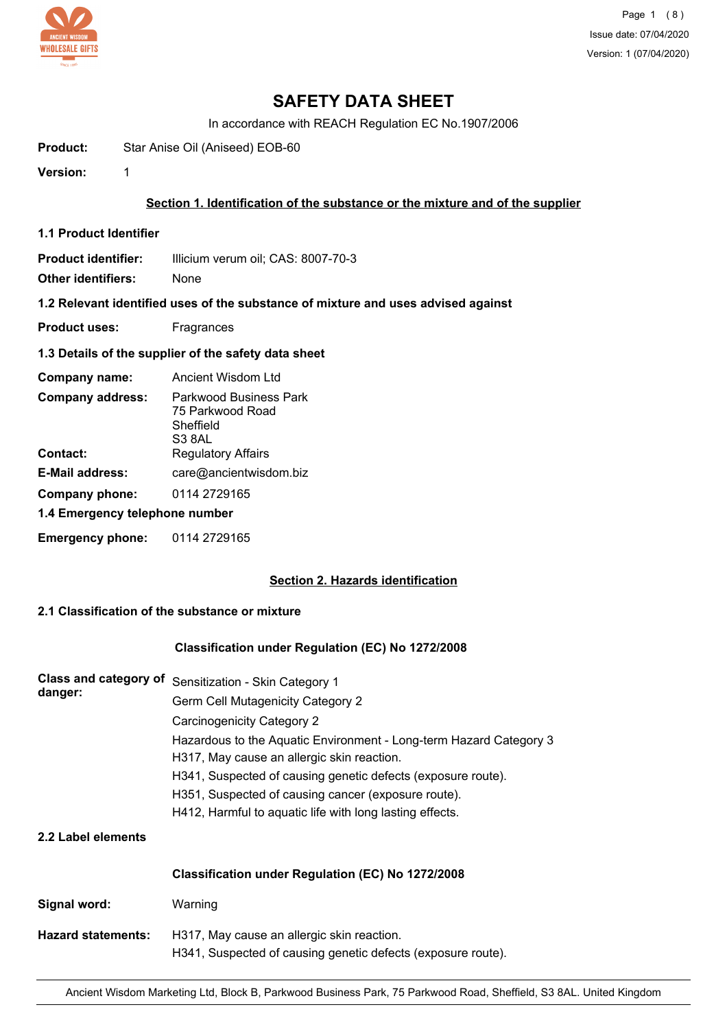# SAFETY DATA SHEET

In accordance with REACH Regulation EC No.1907/2006

**Product:** Star Anise Oil (Aniseed) EOB-60

**Version:** 1

## Section 1. Identification of the substance or the mixture and of the supplier

### 1.1 Product Identifier

**Product identifier:** Illicium verum oil; CAS: 8007-70-3

**Other identifiers:** None

### 1.2 Relevant identified uses of the substance of mixture and uses advised against

**Product uses:** Fragrances

### 1.3 Details of the supplier of the safety data sheet

**Company name:** Ancient Wisdom Ltd

**Company address:** Parkwood Business Park
75 Parkwood Road
Sheffield
S3 8AL

**Contact:** Regulatory Affairs

**E-Mail address:** care@ancientwisdom.biz

**Company phone:** 0114 2729165

### 1.4 Emergency telephone number

**Emergency phone:** 0114 2729165

## Section 2. Hazards identification

### 2.1 Classification of the substance or mixture

**Classification under Regulation (EC) No 1272/2008**

**Class and category of danger:**

Sensitization - Skin Category 1
Germ Cell Mutagenicity Category 2
Carcinogenicity Category 2
Hazardous to the Aquatic Environment - Long-term Hazard Category 3
H317, May cause an allergic skin reaction.
H341, Suspected of causing genetic defects (exposure route).
H351, Suspected of causing cancer (exposure route).
H412, Harmful to aquatic life with long lasting effects.

### 2.2 Label elements

**Classification under Regulation (EC) No 1272/2008**

**Signal word:** Warning

**Hazard statements:**

H317, May cause an allergic skin reaction.
H341, Suspected of causing genetic defects (exposure route).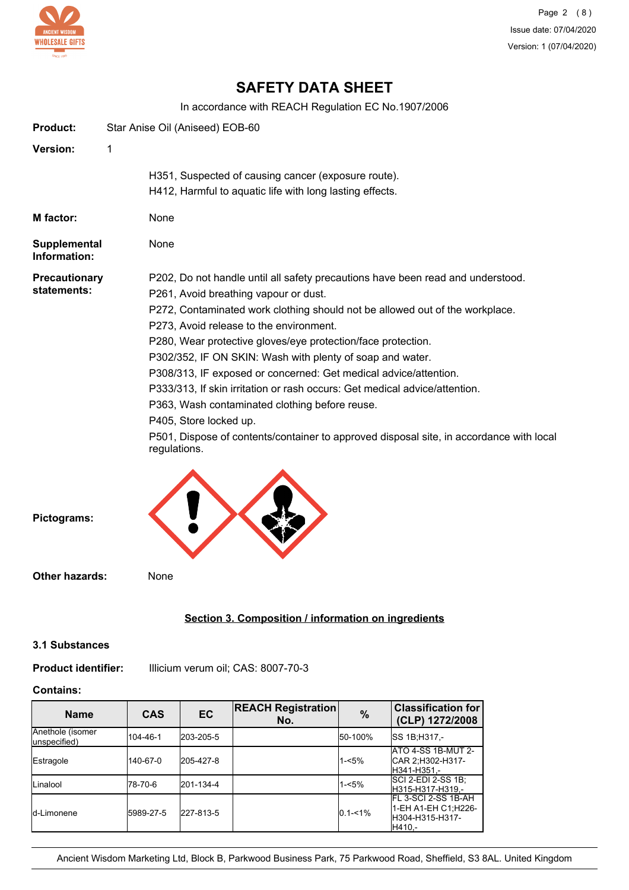# SAFETY DATA SHEET

In accordance with REACH Regulation EC No.1907/2006

**Product:** Star Anise Oil (Aniseed) EOB-60

**Version:** 1

H351, Suspected of causing cancer (exposure route).
H412, Harmful to aquatic life with long lasting effects.

**M factor:** None

**Supplemental Information:** None

**Precautionary statements:**

P202, Do not handle until all safety precautions have been read and understood.
P261, Avoid breathing vapour or dust.
P272, Contaminated work clothing should not be allowed out of the workplace.
P273, Avoid release to the environment.
P280, Wear protective gloves/eye protection/face protection.
P302/352, IF ON SKIN: Wash with plenty of soap and water.
P308/313, IF exposed or concerned: Get medical advice/attention.
P333/313, If skin irritation or rash occurs: Get medical advice/attention.
P363, Wash contaminated clothing before reuse.
P405, Store locked up.
P501, Dispose of contents/container to approved disposal site, in accordance with local regulations.

**Pictograms:**

**Other hazards:** None

## Section 3. Composition / information on ingredients

### 3.1 Substances

**Product identifier:** Illicium verum oil; CAS: 8007-70-3

**Contains:**

| Name | CAS | EC | REACH Registration No. | % | Classification for (CLP) 1272/2008 |
|---|---|---|---|---|---|
| Anethole (isomer unspecified) | 104-46-1 | 203-205-5 | | 50-100% | SS 1B;H317,- |
| Estragole | 140-67-0 | 205-427-8 | | 1-<5% | ATO 4-SS 1B-MUT 2-CAR 2;H302-H317-H341-H351,- |
| Linalool | 78-70-6 | 201-134-4 | | 1-<5% | SCI 2-EDI 2-SS 1B;H315-H317-H319,- |
| d-Limonene | 5989-27-5 | 227-813-5 | | 0.1-<1% | FL 3-SCI 2-SS 1B-AH 1-EH A1-EH C1;H226-H304-H315-H317-H410,- |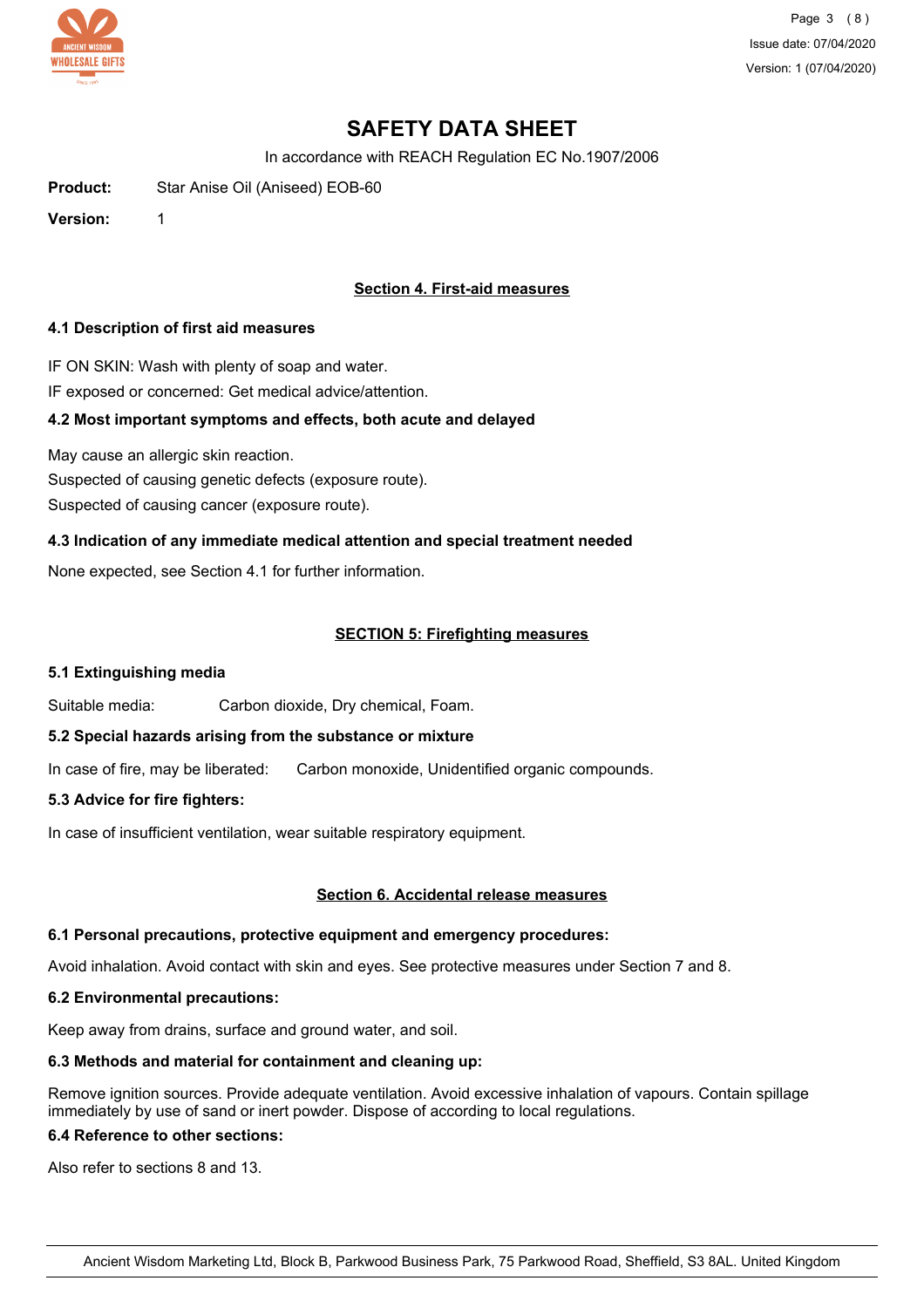# SAFETY DATA SHEET

In accordance with REACH Regulation EC No.1907/2006

**Product:** Star Anise Oil (Aniseed) EOB-60

**Version:** 1

## Section 4. First-aid measures

### 4.1 Description of first aid measures

IF ON SKIN: Wash with plenty of soap and water.

IF exposed or concerned: Get medical advice/attention.

### 4.2 Most important symptoms and effects, both acute and delayed

May cause an allergic skin reaction.

Suspected of causing genetic defects (exposure route).

Suspected of causing cancer (exposure route).

### 4.3 Indication of any immediate medical attention and special treatment needed

None expected, see Section 4.1 for further information.

## SECTION 5: Firefighting measures

### 5.1 Extinguishing media

Suitable media: Carbon dioxide, Dry chemical, Foam.

### 5.2 Special hazards arising from the substance or mixture

In case of fire, may be liberated: Carbon monoxide, Unidentified organic compounds.

### 5.3 Advice for fire fighters:

In case of insufficient ventilation, wear suitable respiratory equipment.

## Section 6. Accidental release measures

### 6.1 Personal precautions, protective equipment and emergency procedures:

Avoid inhalation. Avoid contact with skin and eyes. See protective measures under Section 7 and 8.

### 6.2 Environmental precautions:

Keep away from drains, surface and ground water, and soil.

### 6.3 Methods and material for containment and cleaning up:

Remove ignition sources. Provide adequate ventilation. Avoid excessive inhalation of vapours. Contain spillage immediately by use of sand or inert powder. Dispose of according to local regulations.

### 6.4 Reference to other sections:

Also refer to sections 8 and 13.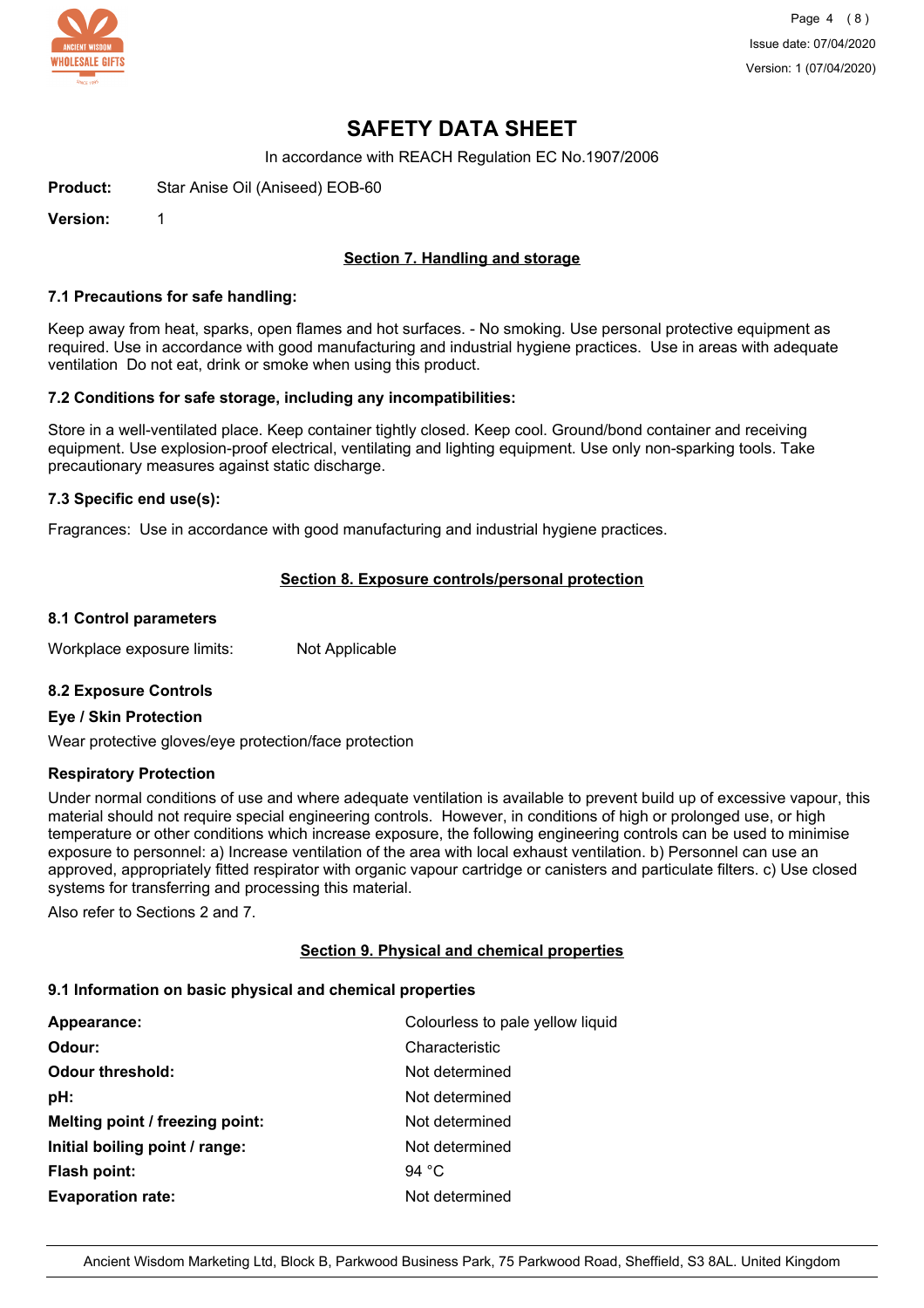# SAFETY DATA SHEET

In accordance with REACH Regulation EC No.1907/2006

**Product:** Star Anise Oil (Aniseed) EOB-60

**Version:** 1

## Section 7. Handling and storage

### 7.1 Precautions for safe handling:

Keep away from heat, sparks, open flames and hot surfaces. - No smoking. Use personal protective equipment as required. Use in accordance with good manufacturing and industrial hygiene practices. Use in areas with adequate ventilation Do not eat, drink or smoke when using this product.

### 7.2 Conditions for safe storage, including any incompatibilities:

Store in a well-ventilated place. Keep container tightly closed. Keep cool. Ground/bond container and receiving equipment. Use explosion-proof electrical, ventilating and lighting equipment. Use only non-sparking tools. Take precautionary measures against static discharge.

### 7.3 Specific end use(s):

Fragrances: Use in accordance with good manufacturing and industrial hygiene practices.

## Section 8. Exposure controls/personal protection

### 8.1 Control parameters

Workplace exposure limits: Not Applicable

### 8.2 Exposure Controls

**Eye / Skin Protection**

Wear protective gloves/eye protection/face protection

**Respiratory Protection**

Under normal conditions of use and where adequate ventilation is available to prevent build up of excessive vapour, this material should not require special engineering controls. However, in conditions of high or prolonged use, or high temperature or other conditions which increase exposure, the following engineering controls can be used to minimise exposure to personnel: a) Increase ventilation of the area with local exhaust ventilation. b) Personnel can use an approved, appropriately fitted respirator with organic vapour cartridge or canisters and particulate filters. c) Use closed systems for transferring and processing this material.

Also refer to Sections 2 and 7.

## Section 9. Physical and chemical properties

### 9.1 Information on basic physical and chemical properties

| | |
|---|---|
| **Appearance:** | Colourless to pale yellow liquid |
| **Odour:** | Characteristic |
| **Odour threshold:** | Not determined |
| **pH:** | Not determined |
| **Melting point / freezing point:** | Not determined |
| **Initial boiling point / range:** | Not determined |
| **Flash point:** | 94 °C |
| **Evaporation rate:** | Not determined |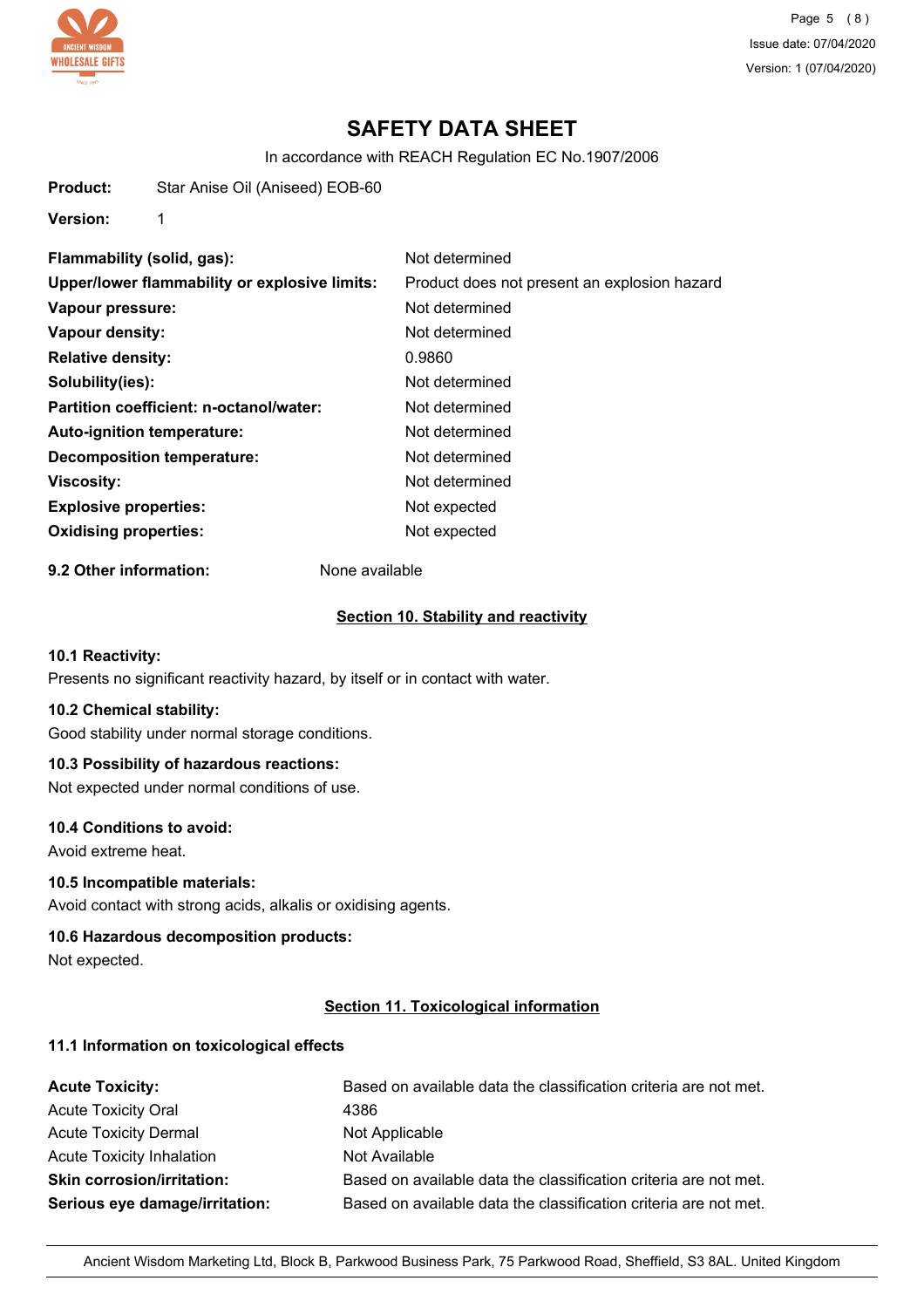# SAFETY DATA SHEET

In accordance with REACH Regulation EC No.1907/2006

**Product:** Star Anise Oil (Aniseed) EOB-60

**Version:** 1

| | |
|---|---|
| **Flammability (solid, gas):** | Not determined |
| **Upper/lower flammability or explosive limits:** | Product does not present an explosion hazard |
| **Vapour pressure:** | Not determined |
| **Vapour density:** | Not determined |
| **Relative density:** | 0.9860 |
| **Solubility(ies):** | Not determined |
| **Partition coefficient: n-octanol/water:** | Not determined |
| **Auto-ignition temperature:** | Not determined |
| **Decomposition temperature:** | Not determined |
| **Viscosity:** | Not determined |
| **Explosive properties:** | Not expected |
| **Oxidising properties:** | Not expected |

**9.2 Other information:** None available

## Section 10. Stability and reactivity

**10.1 Reactivity:**
Presents no significant reactivity hazard, by itself or in contact with water.

**10.2 Chemical stability:**
Good stability under normal storage conditions.

**10.3 Possibility of hazardous reactions:**
Not expected under normal conditions of use.

**10.4 Conditions to avoid:**
Avoid extreme heat.

**10.5 Incompatible materials:**
Avoid contact with strong acids, alkalis or oxidising agents.

**10.6 Hazardous decomposition products:**
Not expected.

## Section 11. Toxicological information

**11.1 Information on toxicological effects**

| | |
|---|---|
| **Acute Toxicity:** | Based on available data the classification criteria are not met. |
| Acute Toxicity Oral | 4386 |
| Acute Toxicity Dermal | Not Applicable |
| Acute Toxicity Inhalation | Not Available |
| **Skin corrosion/irritation:** | Based on available data the classification criteria are not met. |
| **Serious eye damage/irritation:** | Based on available data the classification criteria are not met. |

Ancient Wisdom Marketing Ltd, Block B, Parkwood Business Park, 75 Parkwood Road, Sheffield, S3 8AL. United Kingdom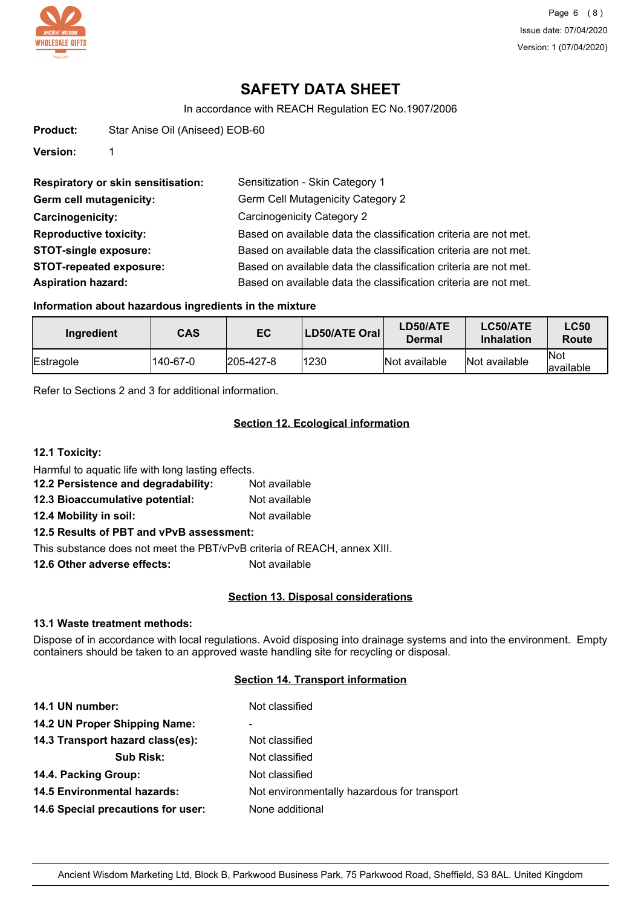# SAFETY DATA SHEET

In accordance with REACH Regulation EC No.1907/2006

**Product:** Star Anise Oil (Aniseed) EOB-60

**Version:** 1

**Respiratory or skin sensitisation:** Sensitization - Skin Category 1
**Germ cell mutagenicity:** Germ Cell Mutagenicity Category 2
**Carcinogenicity:** Carcinogenicity Category 2
**Reproductive toxicity:** Based on available data the classification criteria are not met.
**STOT-single exposure:** Based on available data the classification criteria are not met.
**STOT-repeated exposure:** Based on available data the classification criteria are not met.
**Aspiration hazard:** Based on available data the classification criteria are not met.

### Information about hazardous ingredients in the mixture

| Ingredient | CAS | EC | LD50/ATE Oral | LD50/ATE Dermal | LC50/ATE Inhalation | LC50 Route |
|---|---|---|---|---|---|---|
| Estragole | 140-67-0 | 205-427-8 | 1230 | Not available | Not available | Not available |

Refer to Sections 2 and 3 for additional information.

## Section 12. Ecological information

### 12.1 Toxicity:

Harmful to aquatic life with long lasting effects.

**12.2 Persistence and degradability:** Not available
**12.3 Bioaccumulative potential:** Not available
**12.4 Mobility in soil:** Not available

**12.5 Results of PBT and vPvB assessment:**

This substance does not meet the PBT/vPvB criteria of REACH, annex XIII.

**12.6 Other adverse effects:** Not available

## Section 13. Disposal considerations

### 13.1 Waste treatment methods:

Dispose of in accordance with local regulations. Avoid disposing into drainage systems and into the environment. Empty containers should be taken to an approved waste handling site for recycling or disposal.

## Section 14. Transport information

**14.1 UN number:** Not classified
**14.2 UN Proper Shipping Name:** -
**14.3 Transport hazard class(es):** Not classified
**Sub Risk:** Not classified
**14.4. Packing Group:** Not classified
**14.5 Environmental hazards:** Not environmentally hazardous for transport
**14.6 Special precautions for user:** None additional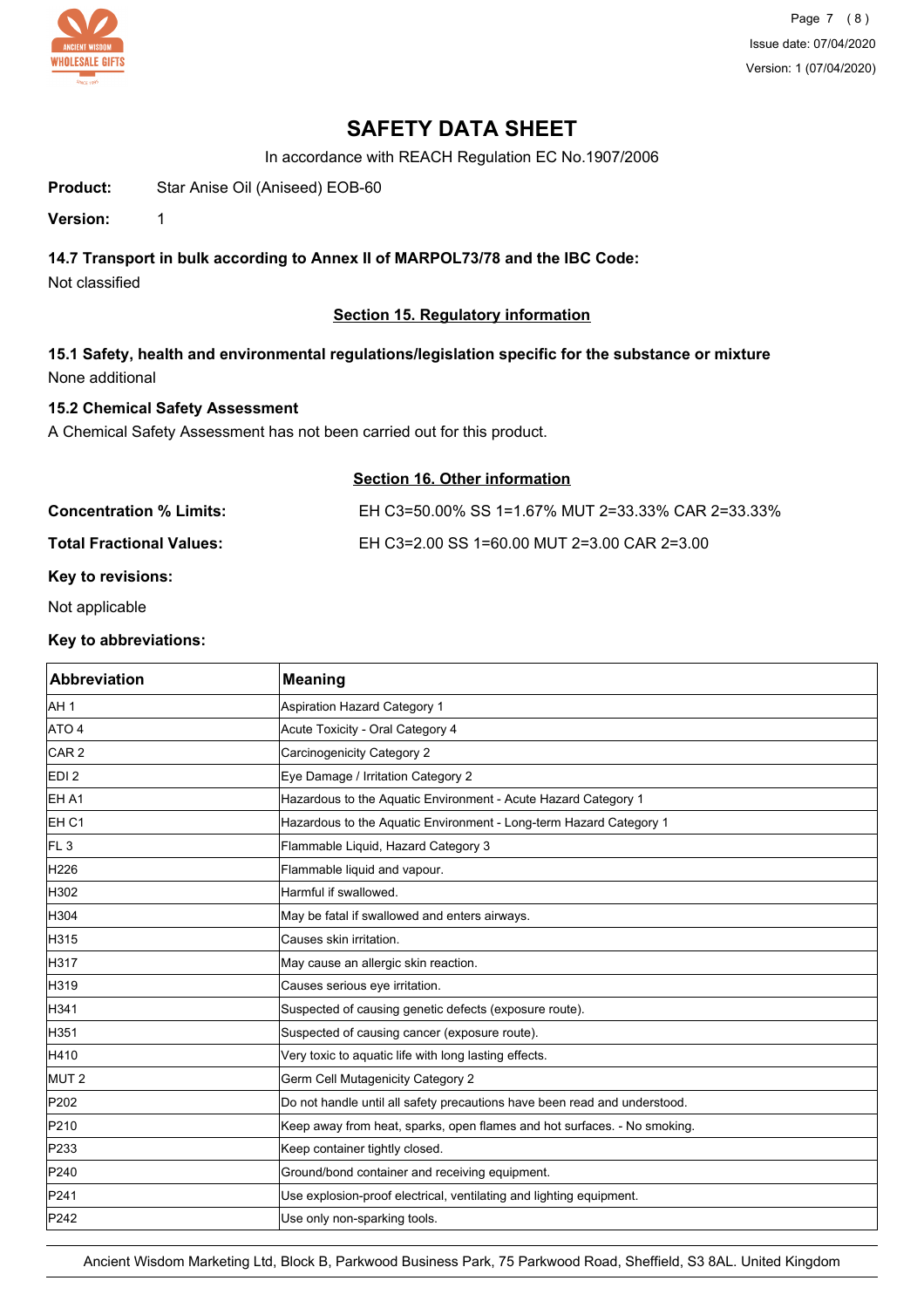# SAFETY DATA SHEET

In accordance with REACH Regulation EC No.1907/2006

**Product:** Star Anise Oil (Aniseed) EOB-60

**Version:** 1

### 14.7 Transport in bulk according to Annex II of MARPOL73/78 and the IBC Code:

Not classified

## Section 15. Regulatory information

### 15.1 Safety, health and environmental regulations/legislation specific for the substance or mixture

None additional

### 15.2 Chemical Safety Assessment

A Chemical Safety Assessment has not been carried out for this product.

## Section 16. Other information

**Concentration % Limits:** EH C3=50.00% SS 1=1.67% MUT 2=33.33% CAR 2=33.33%

**Total Fractional Values:** EH C3=2.00 SS 1=60.00 MUT 2=3.00 CAR 2=3.00

**Key to revisions:**

Not applicable

**Key to abbreviations:**

| Abbreviation | Meaning |
|---|---|
| AH 1 | Aspiration Hazard Category 1 |
| ATO 4 | Acute Toxicity - Oral Category 4 |
| CAR 2 | Carcinogenicity Category 2 |
| EDI 2 | Eye Damage / Irritation Category 2 |
| EH A1 | Hazardous to the Aquatic Environment - Acute Hazard Category 1 |
| EH C1 | Hazardous to the Aquatic Environment - Long-term Hazard Category 1 |
| FL 3 | Flammable Liquid, Hazard Category 3 |
| H226 | Flammable liquid and vapour. |
| H302 | Harmful if swallowed. |
| H304 | May be fatal if swallowed and enters airways. |
| H315 | Causes skin irritation. |
| H317 | May cause an allergic skin reaction. |
| H319 | Causes serious eye irritation. |
| H341 | Suspected of causing genetic defects (exposure route). |
| H351 | Suspected of causing cancer (exposure route). |
| H410 | Very toxic to aquatic life with long lasting effects. |
| MUT 2 | Germ Cell Mutagenicity Category 2 |
| P202 | Do not handle until all safety precautions have been read and understood. |
| P210 | Keep away from heat, sparks, open flames and hot surfaces. - No smoking. |
| P233 | Keep container tightly closed. |
| P240 | Ground/bond container and receiving equipment. |
| P241 | Use explosion-proof electrical, ventilating and lighting equipment. |
| P242 | Use only non-sparking tools. |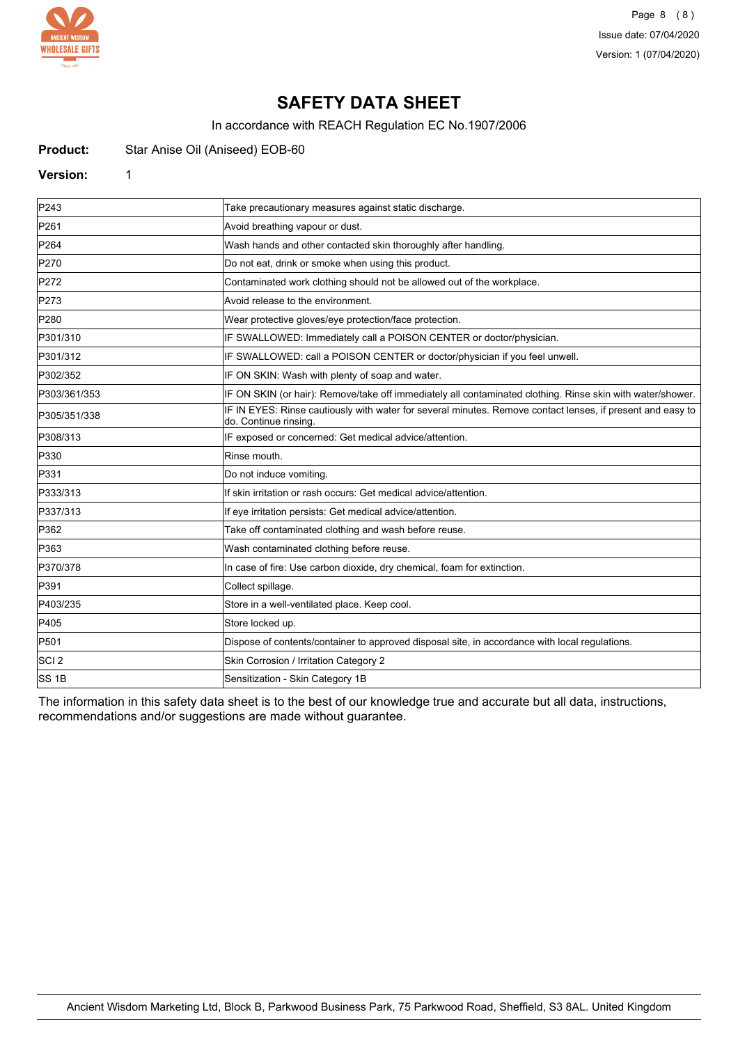# SAFETY DATA SHEET

In accordance with REACH Regulation EC No.1907/2006

**Product:** Star Anise Oil (Aniseed) EOB-60

**Version:** 1

| | |
|---|---|
| P243 | Take precautionary measures against static discharge. |
| P261 | Avoid breathing vapour or dust. |
| P264 | Wash hands and other contacted skin thoroughly after handling. |
| P270 | Do not eat, drink or smoke when using this product. |
| P272 | Contaminated work clothing should not be allowed out of the workplace. |
| P273 | Avoid release to the environment. |
| P280 | Wear protective gloves/eye protection/face protection. |
| P301/310 | IF SWALLOWED: Immediately call a POISON CENTER or doctor/physician. |
| P301/312 | IF SWALLOWED: call a POISON CENTER or doctor/physician if you feel unwell. |
| P302/352 | IF ON SKIN: Wash with plenty of soap and water. |
| P303/361/353 | IF ON SKIN (or hair): Remove/take off immediately all contaminated clothing. Rinse skin with water/shower. |
| P305/351/338 | IF IN EYES: Rinse cautiously with water for several minutes. Remove contact lenses, if present and easy to do. Continue rinsing. |
| P308/313 | IF exposed or concerned: Get medical advice/attention. |
| P330 | Rinse mouth. |
| P331 | Do not induce vomiting. |
| P333/313 | If skin irritation or rash occurs: Get medical advice/attention. |
| P337/313 | If eye irritation persists: Get medical advice/attention. |
| P362 | Take off contaminated clothing and wash before reuse. |
| P363 | Wash contaminated clothing before reuse. |
| P370/378 | In case of fire: Use carbon dioxide, dry chemical, foam for extinction. |
| P391 | Collect spillage. |
| P403/235 | Store in a well-ventilated place. Keep cool. |
| P405 | Store locked up. |
| P501 | Dispose of contents/container to approved disposal site, in accordance with local regulations. |
| SCI 2 | Skin Corrosion / Irritation Category 2 |
| SS 1B | Sensitization - Skin Category 1B |

The information in this safety data sheet is to the best of our knowledge true and accurate but all data, instructions, recommendations and/or suggestions are made without guarantee.